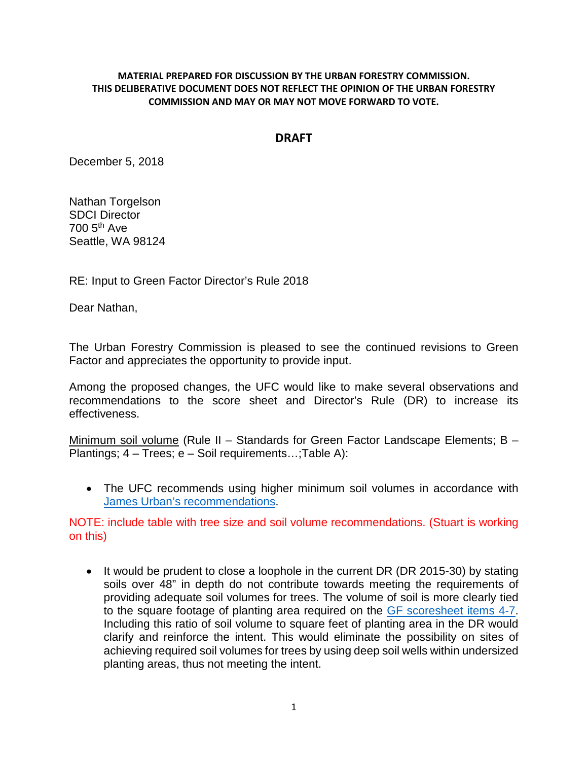**MATERIAL PREPARED FOR DISCUSSION BY THE URBAN FORESTRY COMMISSION. THIS DELIBERATIVE DOCUMENT DOES NOT REFLECT THE OPINION OF THE URBAN FORESTRY COMMISSION AND MAY OR MAY NOT MOVE FORWARD TO VOTE.**

**DRAFT**

December 5, 2018

Nathan Torgelson
SDCI Director
700 5th Ave
Seattle, WA 98124

RE: Input to Green Factor Director's Rule 2018

Dear Nathan,

The Urban Forestry Commission is pleased to see the continued revisions to Green Factor and appreciates the opportunity to provide input.

Among the proposed changes, the UFC would like to make several observations and recommendations to the score sheet and Director's Rule (DR) to increase its effectiveness.

Minimum soil volume (Rule II – Standards for Green Factor Landscape Elements; B – Plantings; 4 – Trees; e – Soil requirements…;Table A):

- The UFC recommends using higher minimum soil volumes in accordance with James Urban's recommendations.

NOTE: include table with tree size and soil volume recommendations. (Stuart is working on this)

- It would be prudent to close a loophole in the current DR (DR 2015-30) by stating soils over 48" in depth do not contribute towards meeting the requirements of providing adequate soil volumes for trees. The volume of soil is more clearly tied to the square footage of planting area required on the GF scoresheet items 4-7. Including this ratio of soil volume to square feet of planting area in the DR would clarify and reinforce the intent. This would eliminate the possibility on sites of achieving required soil volumes for trees by using deep soil wells within undersized planting areas, thus not meeting the intent.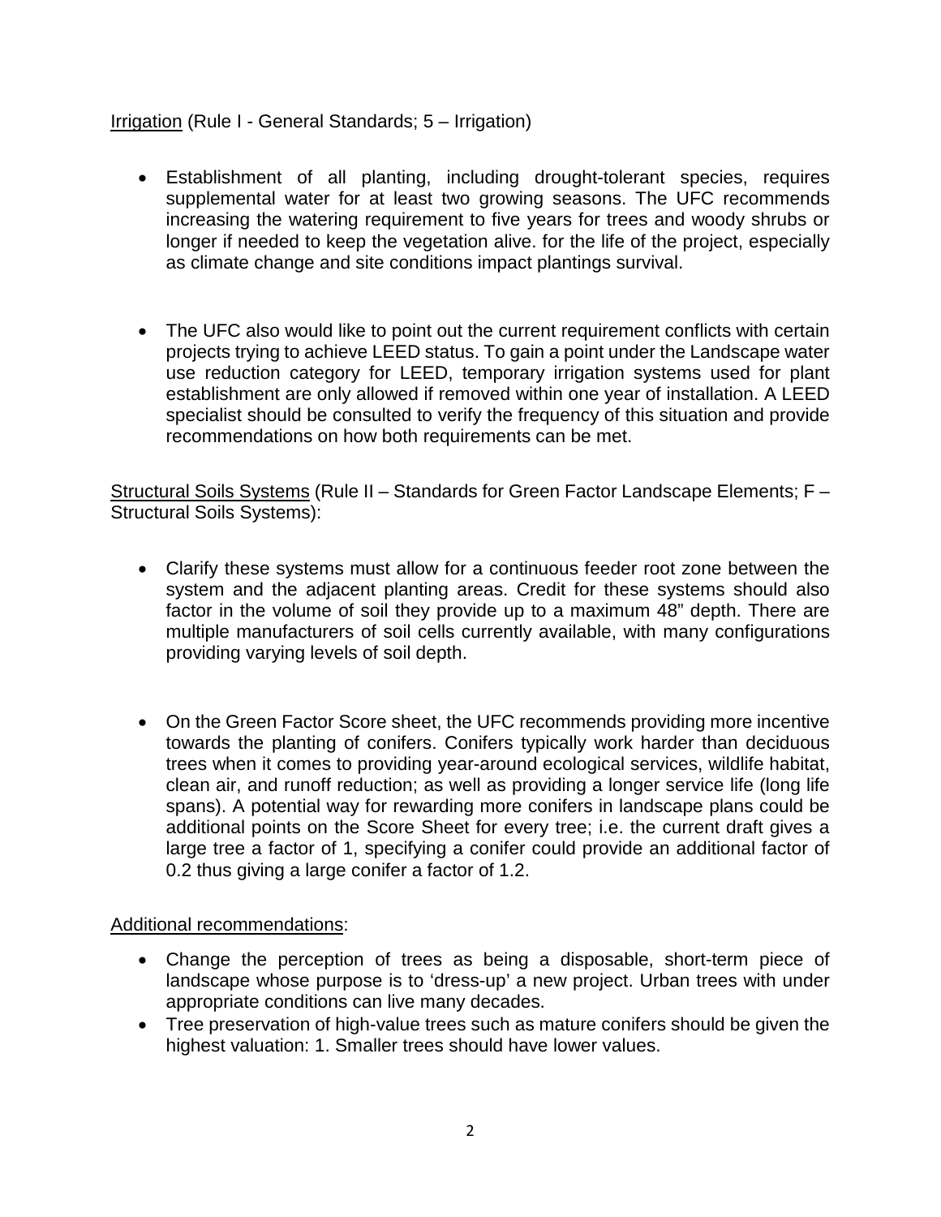Irrigation (Rule I - General Standards; 5 – Irrigation)

- Establishment of all planting, including drought-tolerant species, requires supplemental water for at least two growing seasons. The UFC recommends increasing the watering requirement to five years for trees and woody shrubs or longer if needed to keep the vegetation alive. for the life of the project, especially as climate change and site conditions impact plantings survival.

- The UFC also would like to point out the current requirement conflicts with certain projects trying to achieve LEED status. To gain a point under the Landscape water use reduction category for LEED, temporary irrigation systems used for plant establishment are only allowed if removed within one year of installation. A LEED specialist should be consulted to verify the frequency of this situation and provide recommendations on how both requirements can be met.

Structural Soils Systems (Rule II – Standards for Green Factor Landscape Elements; F – Structural Soils Systems):

- Clarify these systems must allow for a continuous feeder root zone between the system and the adjacent planting areas. Credit for these systems should also factor in the volume of soil they provide up to a maximum 48" depth. There are multiple manufacturers of soil cells currently available, with many configurations providing varying levels of soil depth.

- On the Green Factor Score sheet, the UFC recommends providing more incentive towards the planting of conifers. Conifers typically work harder than deciduous trees when it comes to providing year-around ecological services, wildlife habitat, clean air, and runoff reduction; as well as providing a longer service life (long life spans). A potential way for rewarding more conifers in landscape plans could be additional points on the Score Sheet for every tree; i.e. the current draft gives a large tree a factor of 1, specifying a conifer could provide an additional factor of 0.2 thus giving a large conifer a factor of 1.2.

Additional recommendations:

- Change the perception of trees as being a disposable, short-term piece of landscape whose purpose is to 'dress-up' a new project. Urban trees with under appropriate conditions can live many decades.
- Tree preservation of high-value trees such as mature conifers should be given the highest valuation: 1. Smaller trees should have lower values.